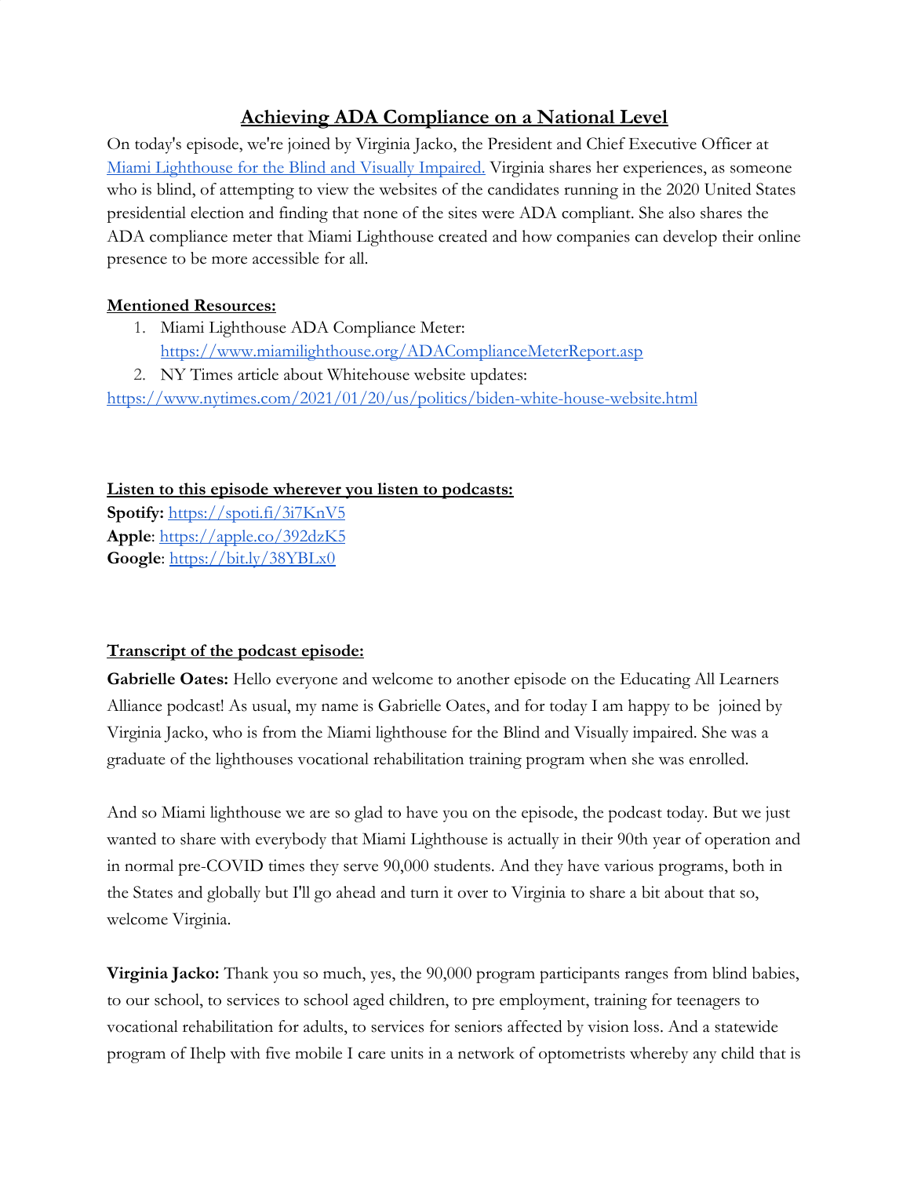# Achieving ADA Compliance on a National Level

On today's episode, we're joined by Virginia Jacko, the President and Chief Executive Officer at [Miami Lighthouse for the Blind and Visually Impaired.](https://www.miamilighthouse.org) Virginia shares her experiences, as someone who is blind, of attempting to view the websites of the candidates running in the 2020 United States presidential election and finding that none of the sites were ADA compliant. She also shares the ADA compliance meter that Miami Lighthouse created and how companies can develop their online presence to be more accessible for all.

**Mentioned Resources:**

1. Miami Lighthouse ADA Compliance Meter: https://www.miamilighthouse.org/ADAComplianceMeterReport.asp
2. NY Times article about Whitehouse website updates: https://www.nytimes.com/2021/01/20/us/politics/biden-white-house-website.html

**Listen to this episode wherever you listen to podcasts:**

**Spotify:** https://spoti.fi/3i7KnV5
**Apple**: https://apple.co/392dzK5
**Google**: https://bit.ly/38YBLx0

**Transcript of the podcast episode:**

**Gabrielle Oates:** Hello everyone and welcome to another episode on the Educating All Learners Alliance podcast! As usual, my name is Gabrielle Oates, and for today I am happy to be joined by Virginia Jacko, who is from the Miami lighthouse for the Blind and Visually impaired. She was a graduate of the lighthouses vocational rehabilitation training program when she was enrolled.

And so Miami lighthouse we are so glad to have you on the episode, the podcast today. But we just wanted to share with everybody that Miami Lighthouse is actually in their 90th year of operation and in normal pre-COVID times they serve 90,000 students. And they have various programs, both in the States and globally but I'll go ahead and turn it over to Virginia to share a bit about that so, welcome Virginia.

**Virginia Jacko:** Thank you so much, yes, the 90,000 program participants ranges from blind babies, to our school, to services to school aged children, to pre employment, training for teenagers to vocational rehabilitation for adults, to services for seniors affected by vision loss. And a statewide program of Ihelp with five mobile I care units in a network of optometrists whereby any child that is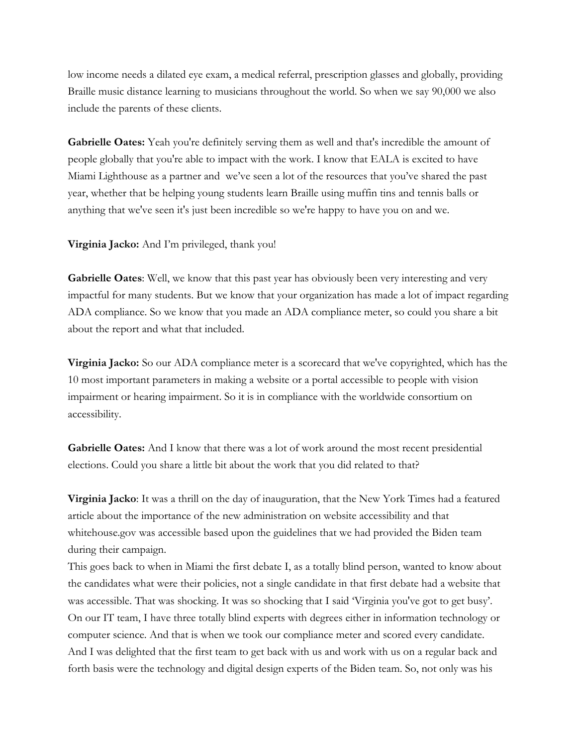low income needs a dilated eye exam, a medical referral, prescription glasses and globally, providing Braille music distance learning to musicians throughout the world. So when we say 90,000 we also include the parents of these clients.

**Gabrielle Oates:** Yeah you're definitely serving them as well and that's incredible the amount of people globally that you're able to impact with the work. I know that EALA is excited to have Miami Lighthouse as a partner and we've seen a lot of the resources that you've shared the past year, whether that be helping young students learn Braille using muffin tins and tennis balls or anything that we've seen it's just been incredible so we're happy to have you on and we.

**Virginia Jacko:** And I'm privileged, thank you!

**Gabrielle Oates**: Well, we know that this past year has obviously been very interesting and very impactful for many students. But we know that your organization has made a lot of impact regarding ADA compliance. So we know that you made an ADA compliance meter, so could you share a bit about the report and what that included.

**Virginia Jacko:** So our ADA compliance meter is a scorecard that we've copyrighted, which has the 10 most important parameters in making a website or a portal accessible to people with vision impairment or hearing impairment. So it is in compliance with the worldwide consortium on accessibility.

**Gabrielle Oates:** And I know that there was a lot of work around the most recent presidential elections. Could you share a little bit about the work that you did related to that?

**Virginia Jacko**: It was a thrill on the day of inauguration, that the New York Times had a featured article about the importance of the new administration on website accessibility and that whitehouse.gov was accessible based upon the guidelines that we had provided the Biden team during their campaign.
This goes back to when in Miami the first debate I, as a totally blind person, wanted to know about the candidates what were their policies, not a single candidate in that first debate had a website that was accessible. That was shocking. It was so shocking that I said 'Virginia you've got to get busy'. On our IT team, I have three totally blind experts with degrees either in information technology or computer science. And that is when we took our compliance meter and scored every candidate. And I was delighted that the first team to get back with us and work with us on a regular back and forth basis were the technology and digital design experts of the Biden team. So, not only was his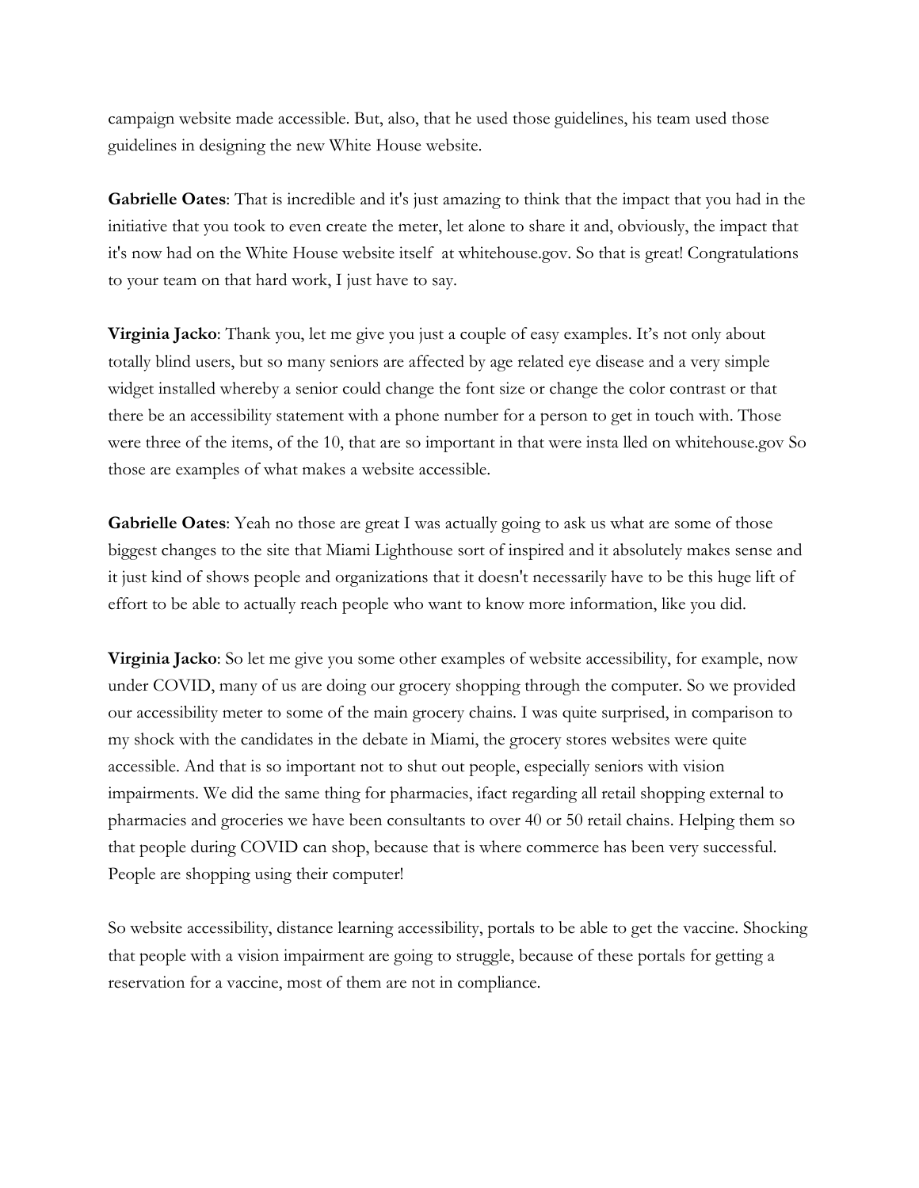campaign website made accessible. But, also, that he used those guidelines, his team used those guidelines in designing the new White House website.

**Gabrielle Oates**: That is incredible and it's just amazing to think that the impact that you had in the initiative that you took to even create the meter, let alone to share it and, obviously, the impact that it's now had on the White House website itself at whitehouse.gov. So that is great! Congratulations to your team on that hard work, I just have to say.

**Virginia Jacko**: Thank you, let me give you just a couple of easy examples. It's not only about totally blind users, but so many seniors are affected by age related eye disease and a very simple widget installed whereby a senior could change the font size or change the color contrast or that there be an accessibility statement with a phone number for a person to get in touch with. Those were three of the items, of the 10, that are so important in that were insta lled on whitehouse.gov So those are examples of what makes a website accessible.

**Gabrielle Oates**: Yeah no those are great I was actually going to ask us what are some of those biggest changes to the site that Miami Lighthouse sort of inspired and it absolutely makes sense and it just kind of shows people and organizations that it doesn't necessarily have to be this huge lift of effort to be able to actually reach people who want to know more information, like you did.

**Virginia Jacko**: So let me give you some other examples of website accessibility, for example, now under COVID, many of us are doing our grocery shopping through the computer. So we provided our accessibility meter to some of the main grocery chains. I was quite surprised, in comparison to my shock with the candidates in the debate in Miami, the grocery stores websites were quite accessible. And that is so important not to shut out people, especially seniors with vision impairments. We did the same thing for pharmacies, ifact regarding all retail shopping external to pharmacies and groceries we have been consultants to over 40 or 50 retail chains. Helping them so that people during COVID can shop, because that is where commerce has been very successful. People are shopping using their computer!

So website accessibility, distance learning accessibility, portals to be able to get the vaccine. Shocking that people with a vision impairment are going to struggle, because of these portals for getting a reservation for a vaccine, most of them are not in compliance.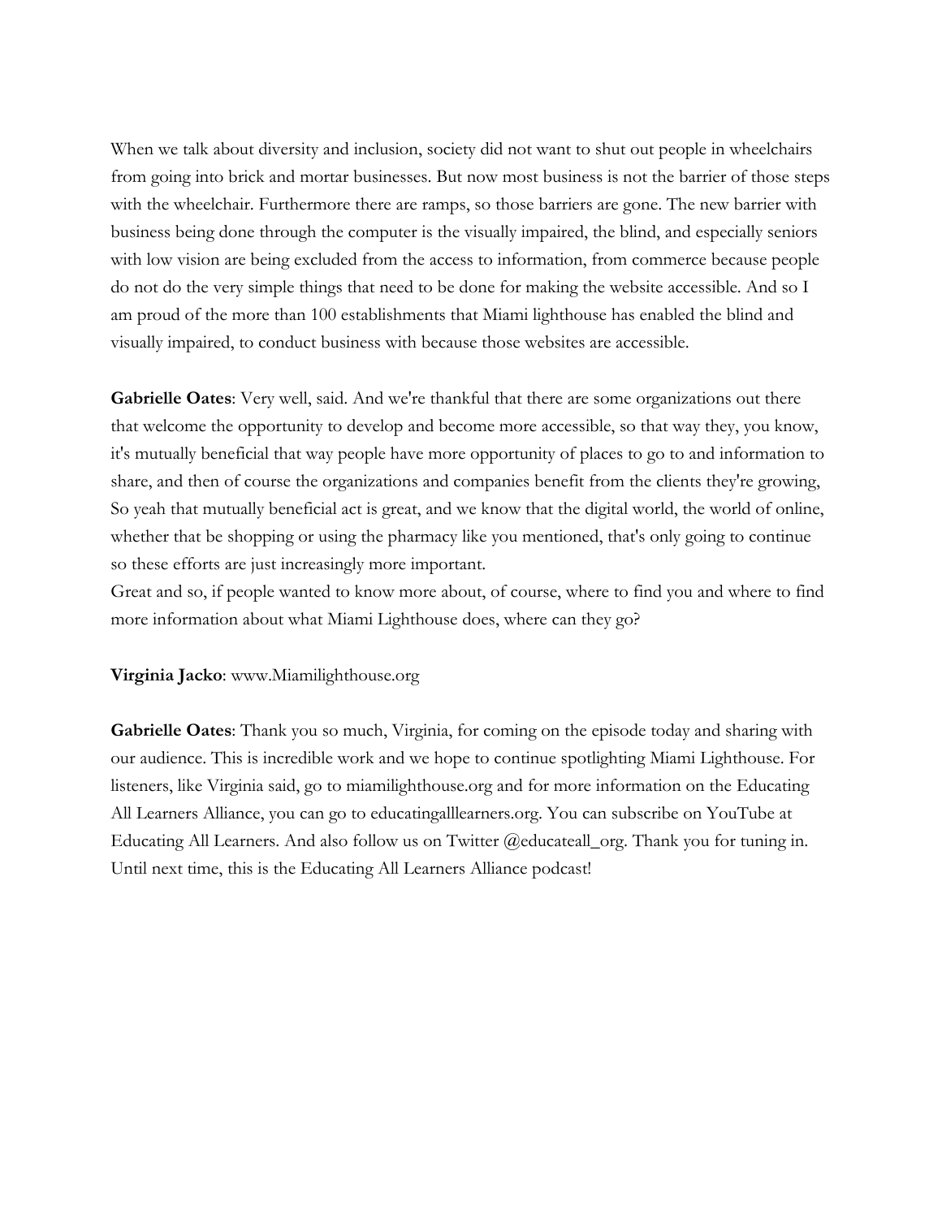When we talk about diversity and inclusion, society did not want to shut out people in wheelchairs from going into brick and mortar businesses. But now most business is not the barrier of those steps with the wheelchair. Furthermore there are ramps, so those barriers are gone. The new barrier with business being done through the computer is the visually impaired, the blind, and especially seniors with low vision are being excluded from the access to information, from commerce because people do not do the very simple things that need to be done for making the website accessible. And so I am proud of the more than 100 establishments that Miami lighthouse has enabled the blind and visually impaired, to conduct business with because those websites are accessible.

**Gabrielle Oates**: Very well, said. And we're thankful that there are some organizations out there that welcome the opportunity to develop and become more accessible, so that way they, you know, it's mutually beneficial that way people have more opportunity of places to go to and information to share, and then of course the organizations and companies benefit from the clients they're growing, So yeah that mutually beneficial act is great, and we know that the digital world, the world of online, whether that be shopping or using the pharmacy like you mentioned, that's only going to continue so these efforts are just increasingly more important.
Great and so, if people wanted to know more about, of course, where to find you and where to find more information about what Miami Lighthouse does, where can they go?

**Virginia Jacko**: www.Miamilighthouse.org

**Gabrielle Oates**: Thank you so much, Virginia, for coming on the episode today and sharing with our audience. This is incredible work and we hope to continue spotlighting Miami Lighthouse. For listeners, like Virginia said, go to miamilighthouse.org and for more information on the Educating All Learners Alliance, you can go to educatingalllearners.org. You can subscribe on YouTube at Educating All Learners. And also follow us on Twitter @educateall_org. Thank you for tuning in. Until next time, this is the Educating All Learners Alliance podcast!